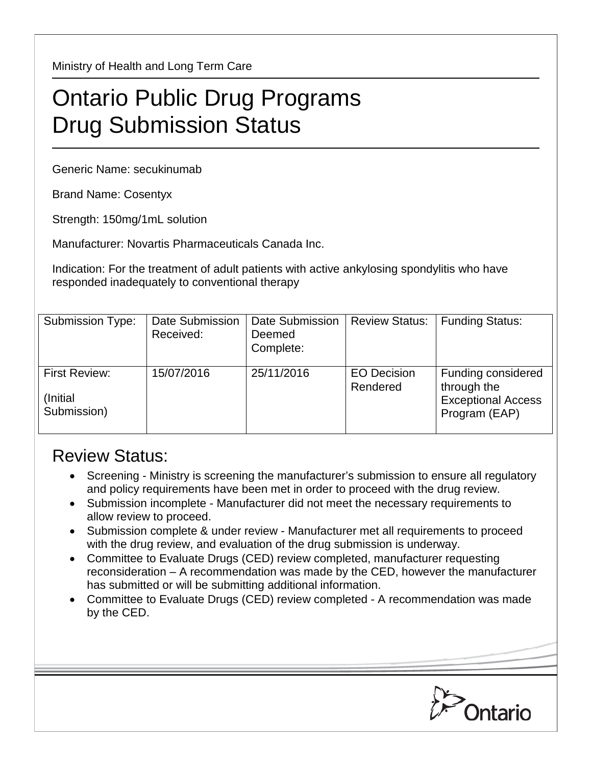Ministry of Health and Long Term Care

# Ontario Public Drug Programs Drug Submission Status

Generic Name: secukinumab

Brand Name: Cosentyx

Strength: 150mg/1mL solution

Manufacturer: Novartis Pharmaceuticals Canada Inc.

Indication: For the treatment of adult patients with active ankylosing spondylitis who have responded inadequately to conventional therapy

| Submission Type: | Date Submission Received: | Date Submission Deemed Complete: | Review Status: | Funding Status: |
|---|---|---|---|---|
| First Review: (Initial Submission) | 15/07/2016 | 25/11/2016 | EO Decision Rendered | Funding considered through the Exceptional Access Program (EAP) |

## Review Status:

- Screening - Ministry is screening the manufacturer's submission to ensure all regulatory and policy requirements have been met in order to proceed with the drug review.
- Submission incomplete - Manufacturer did not meet the necessary requirements to allow review to proceed.
- Submission complete & under review - Manufacturer met all requirements to proceed with the drug review, and evaluation of the drug submission is underway.
- Committee to Evaluate Drugs (CED) review completed, manufacturer requesting reconsideration – A recommendation was made by the CED, however the manufacturer has submitted or will be submitting additional information.
- Committee to Evaluate Drugs (CED) review completed - A recommendation was made by the CED.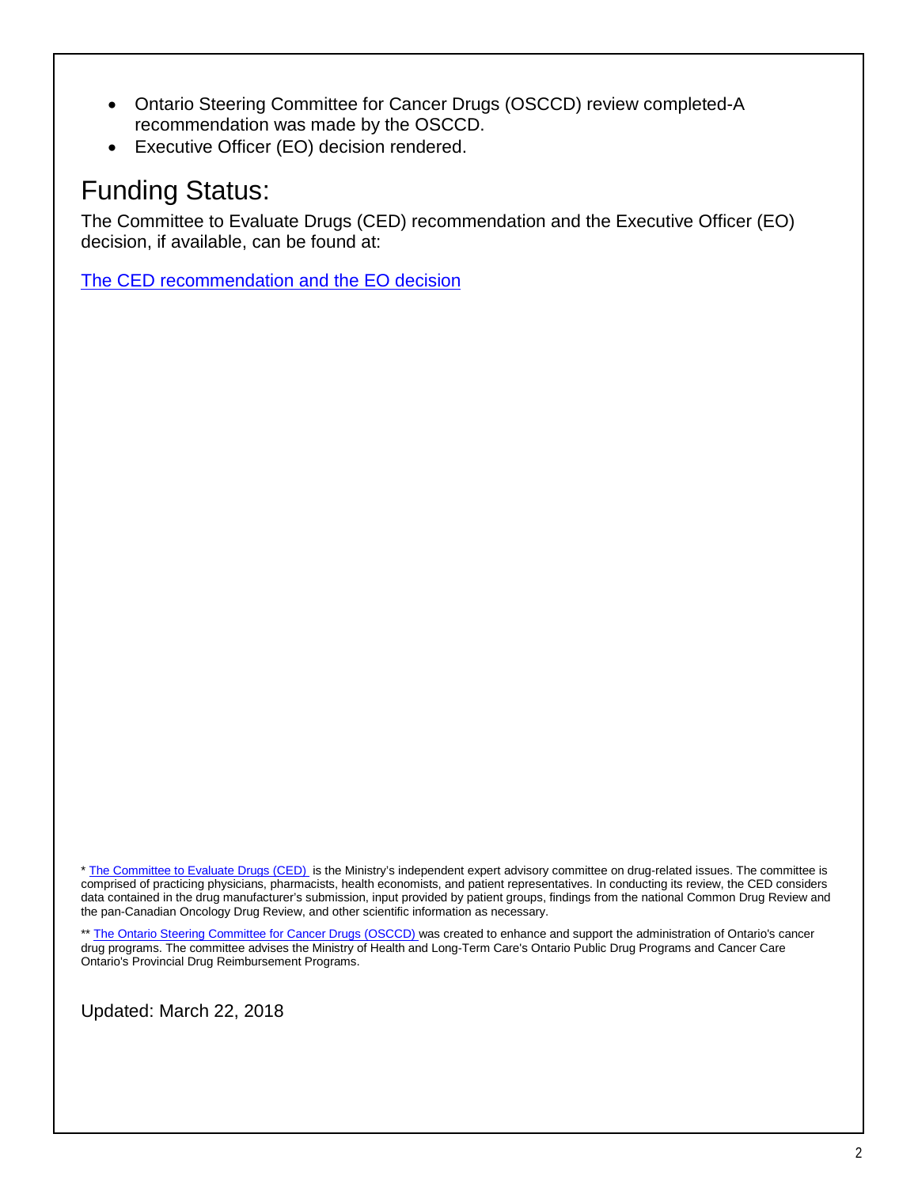- Ontario Steering Committee for Cancer Drugs (OSCCD) review completed-A recommendation was made by the OSCCD.
- Executive Officer (EO) decision rendered.

# Funding Status:

The Committee to Evaluate Drugs (CED) recommendation and the Executive Officer (EO) decision, if available, can be found at:

The CED recommendation and the EO decision

* The Committee to Evaluate Drugs (CED) is the Ministry's independent expert advisory committee on drug-related issues. The committee is comprised of practicing physicians, pharmacists, health economists, and patient representatives. In conducting its review, the CED considers data contained in the drug manufacturer's submission, input provided by patient groups, findings from the national Common Drug Review and the pan-Canadian Oncology Drug Review, and other scientific information as necessary.

** The Ontario Steering Committee for Cancer Drugs (OSCCD) was created to enhance and support the administration of Ontario's cancer drug programs. The committee advises the Ministry of Health and Long-Term Care's Ontario Public Drug Programs and Cancer Care Ontario's Provincial Drug Reimbursement Programs.

Updated: March 22, 2018